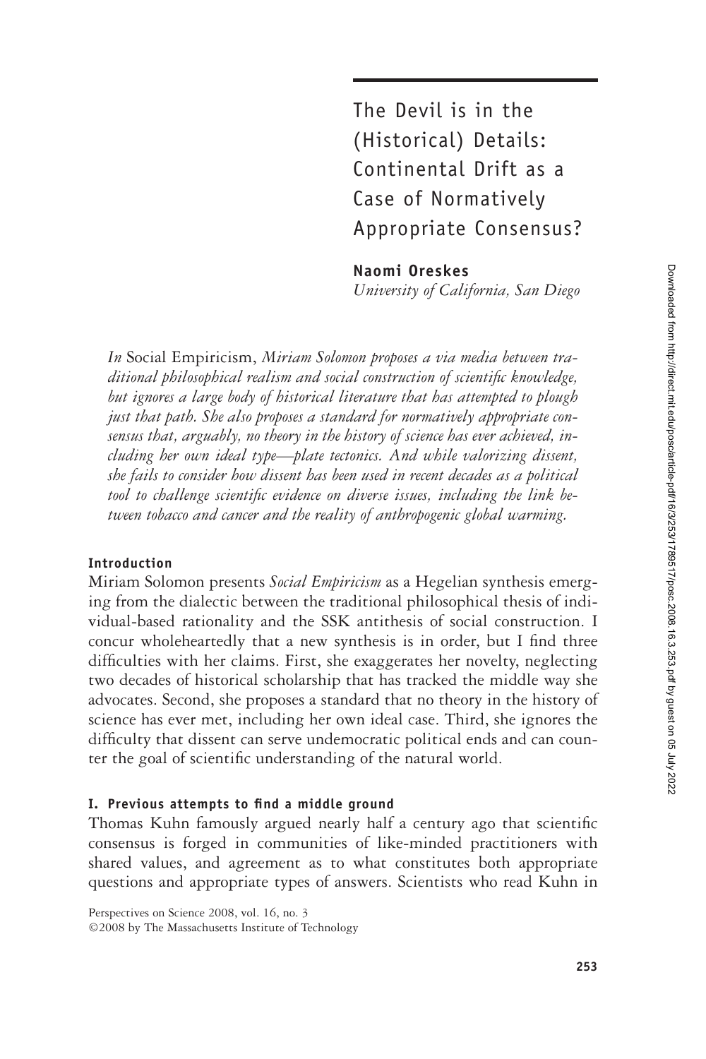# The Devil is in the (Historical) Details: Continental Drift as a Case of Normatively Appropriate Consensus?

**Naomi Oreskes**
*University of California, San Diego*

*In* Social Empiricism, *Miriam Solomon proposes a via media between traditional philosophical realism and social construction of scientific knowledge, but ignores a large body of historical literature that has attempted to plough just that path. She also proposes a standard for normatively appropriate consensus that, arguably, no theory in the history of science has ever achieved, including her own ideal type—plate tectonics. And while valorizing dissent, she fails to consider how dissent has been used in recent decades as a political tool to challenge scientific evidence on diverse issues, including the link between tobacco and cancer and the reality of anthropogenic global warming.*

## Introduction

Miriam Solomon presents *Social Empiricism* as a Hegelian synthesis emerging from the dialectic between the traditional philosophical thesis of individual-based rationality and the SSK antithesis of social construction. I concur wholeheartedly that a new synthesis is in order, but I find three difficulties with her claims. First, she exaggerates her novelty, neglecting two decades of historical scholarship that has tracked the middle way she advocates. Second, she proposes a standard that no theory in the history of science has ever met, including her own ideal case. Third, she ignores the difficulty that dissent can serve undemocratic political ends and can counter the goal of scientific understanding of the natural world.

## I. Previous attempts to find a middle ground

Thomas Kuhn famously argued nearly half a century ago that scientific consensus is forged in communities of like-minded practitioners with shared values, and agreement as to what constitutes both appropriate questions and appropriate types of answers. Scientists who read Kuhn in

Perspectives on Science 2008, vol. 16, no. 3
©2008 by The Massachusetts Institute of Technology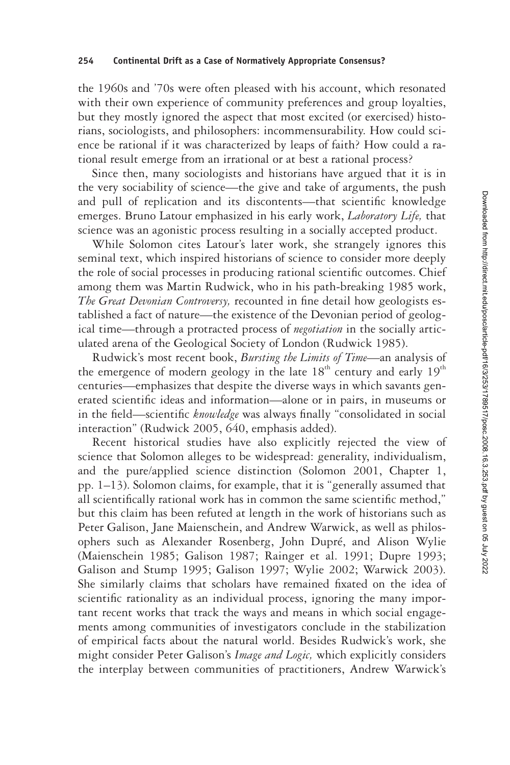the 1960s and '70s were often pleased with his account, which resonated with their own experience of community preferences and group loyalties, but they mostly ignored the aspect that most excited (or exercised) historians, sociologists, and philosophers: incommensurability. How could science be rational if it was characterized by leaps of faith? How could a rational result emerge from an irrational or at best a rational process?

Since then, many sociologists and historians have argued that it is in the very sociability of science—the give and take of arguments, the push and pull of replication and its discontents—that scientific knowledge emerges. Bruno Latour emphasized in his early work, *Laboratory Life,* that science was an agonistic process resulting in a socially accepted product.

While Solomon cites Latour's later work, she strangely ignores this seminal text, which inspired historians of science to consider more deeply the role of social processes in producing rational scientific outcomes. Chief among them was Martin Rudwick, who in his path-breaking 1985 work, *The Great Devonian Controversy,* recounted in fine detail how geologists established a fact of nature—the existence of the Devonian period of geological time—through a protracted process of *negotiation* in the socially articulated arena of the Geological Society of London (Rudwick 1985).

Rudwick's most recent book, *Bursting the Limits of Time*—an analysis of the emergence of modern geology in the late 18th century and early 19th centuries—emphasizes that despite the diverse ways in which savants generated scientific ideas and information—alone or in pairs, in museums or in the field—scientific *knowledge* was always finally "consolidated in social interaction" (Rudwick 2005, 640, emphasis added).

Recent historical studies have also explicitly rejected the view of science that Solomon alleges to be widespread: generality, individualism, and the pure/applied science distinction (Solomon 2001, Chapter 1, pp. 1–13). Solomon claims, for example, that it is "generally assumed that all scientifically rational work has in common the same scientific method," but this claim has been refuted at length in the work of historians such as Peter Galison, Jane Maienschein, and Andrew Warwick, as well as philosophers such as Alexander Rosenberg, John Dupré, and Alison Wylie (Maienschein 1985; Galison 1987; Rainger et al. 1991; Dupre 1993; Galison and Stump 1995; Galison 1997; Wylie 2002; Warwick 2003). She similarly claims that scholars have remained fixated on the idea of scientific rationality as an individual process, ignoring the many important recent works that track the ways and means in which social engagements among communities of investigators conclude in the stabilization of empirical facts about the natural world. Besides Rudwick's work, she might consider Peter Galison's *Image and Logic,* which explicitly considers the interplay between communities of practitioners, Andrew Warwick's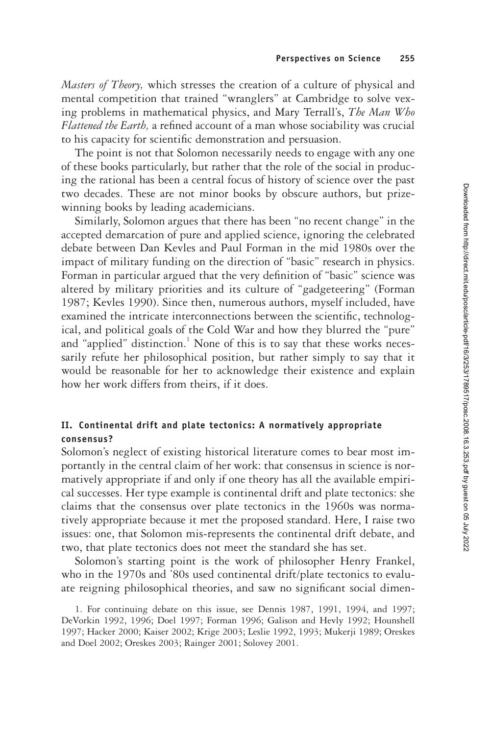*Masters of Theory,* which stresses the creation of a culture of physical and mental competition that trained "wranglers" at Cambridge to solve vexing problems in mathematical physics, and Mary Terrall's, *The Man Who Flattened the Earth,* a refined account of a man whose sociability was crucial to his capacity for scientific demonstration and persuasion.

The point is not that Solomon necessarily needs to engage with any one of these books particularly, but rather that the role of the social in producing the rational has been a central focus of history of science over the past two decades. These are not minor books by obscure authors, but prize-winning books by leading academicians.

Similarly, Solomon argues that there has been "no recent change" in the accepted demarcation of pure and applied science, ignoring the celebrated debate between Dan Kevles and Paul Forman in the mid 1980s over the impact of military funding on the direction of "basic" research in physics. Forman in particular argued that the very definition of "basic" science was altered by military priorities and its culture of "gadgeteering" (Forman 1987; Kevles 1990). Since then, numerous authors, myself included, have examined the intricate interconnections between the scientific, technological, and political goals of the Cold War and how they blurred the "pure" and "applied" distinction.[1] None of this is to say that these works necessarily refute her philosophical position, but rather simply to say that it would be reasonable for her to acknowledge their existence and explain how her work differs from theirs, if it does.

## II. Continental drift and plate tectonics: A normatively appropriate consensus?

Solomon's neglect of existing historical literature comes to bear most importantly in the central claim of her work: that consensus in science is normatively appropriate if and only if one theory has all the available empirical successes. Her type example is continental drift and plate tectonics: she claims that the consensus over plate tectonics in the 1960s was normatively appropriate because it met the proposed standard. Here, I raise two issues: one, that Solomon mis-represents the continental drift debate, and two, that plate tectonics does not meet the standard she has set.

Solomon's starting point is the work of philosopher Henry Frankel, who in the 1970s and '80s used continental drift/plate tectonics to evaluate reigning philosophical theories, and saw no significant social dimen-

1. For continuing debate on this issue, see Dennis 1987, 1991, 1994, and 1997; DeVorkin 1992, 1996; Doel 1997; Forman 1996; Galison and Hevly 1992; Hounshell 1997; Hacker 2000; Kaiser 2002; Krige 2003; Leslie 1992, 1993; Mukerji 1989; Oreskes and Doel 2002; Oreskes 2003; Rainger 2001; Solovey 2001.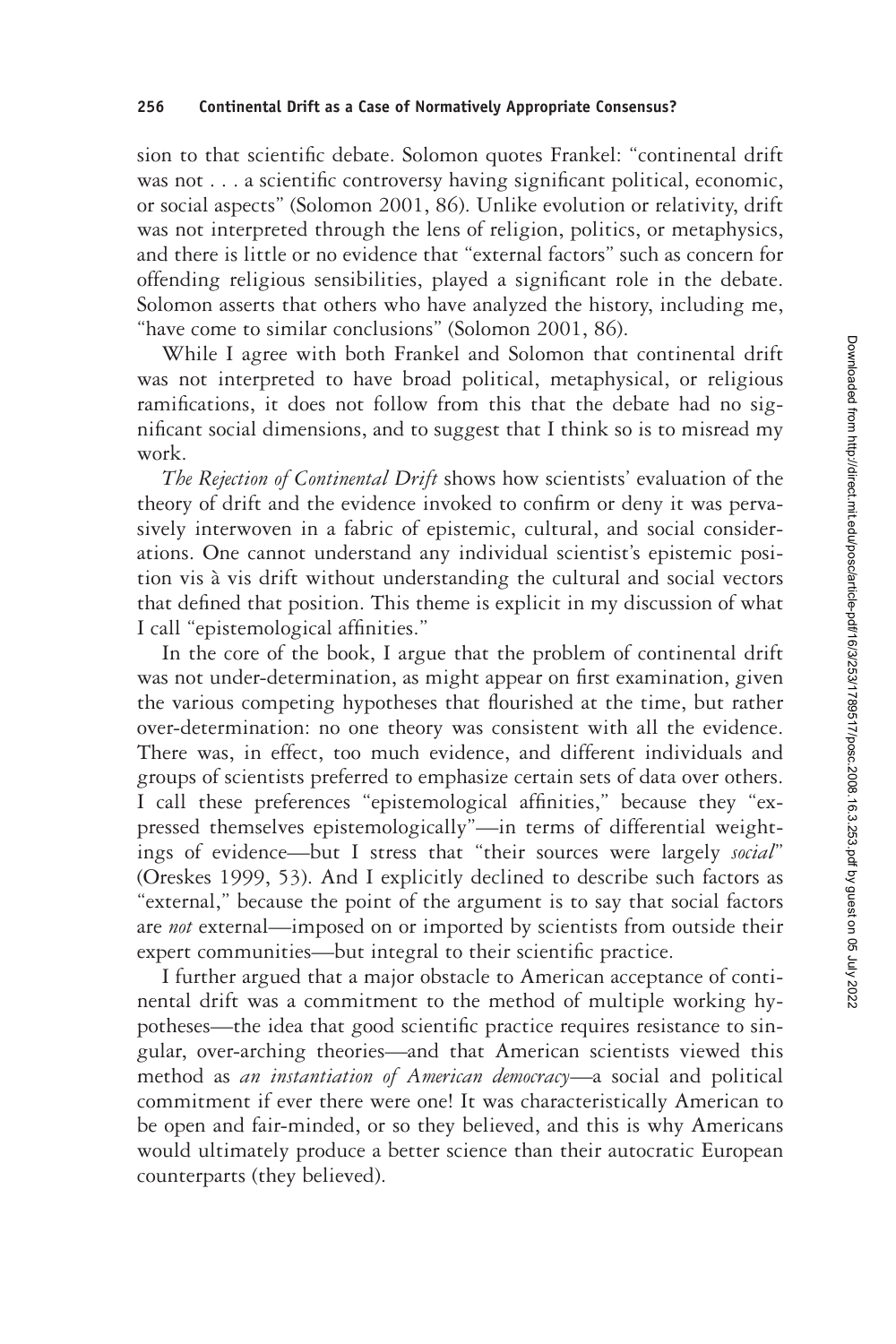sion to that scientific debate. Solomon quotes Frankel: "continental drift was not . . . a scientific controversy having significant political, economic, or social aspects" (Solomon 2001, 86). Unlike evolution or relativity, drift was not interpreted through the lens of religion, politics, or metaphysics, and there is little or no evidence that "external factors" such as concern for offending religious sensibilities, played a significant role in the debate. Solomon asserts that others who have analyzed the history, including me, "have come to similar conclusions" (Solomon 2001, 86).

While I agree with both Frankel and Solomon that continental drift was not interpreted to have broad political, metaphysical, or religious ramifications, it does not follow from this that the debate had no significant social dimensions, and to suggest that I think so is to misread my work.

*The Rejection of Continental Drift* shows how scientists' evaluation of the theory of drift and the evidence invoked to confirm or deny it was pervasively interwoven in a fabric of epistemic, cultural, and social considerations. One cannot understand any individual scientist's epistemic position vis à vis drift without understanding the cultural and social vectors that defined that position. This theme is explicit in my discussion of what I call "epistemological affinities."

In the core of the book, I argue that the problem of continental drift was not under-determination, as might appear on first examination, given the various competing hypotheses that flourished at the time, but rather over-determination: no one theory was consistent with all the evidence. There was, in effect, too much evidence, and different individuals and groups of scientists preferred to emphasize certain sets of data over others. I call these preferences "epistemological affinities," because they "expressed themselves epistemologically"—in terms of differential weightings of evidence—but I stress that "their sources were largely *social*" (Oreskes 1999, 53). And I explicitly declined to describe such factors as "external," because the point of the argument is to say that social factors are *not* external—imposed on or imported by scientists from outside their expert communities—but integral to their scientific practice.

I further argued that a major obstacle to American acceptance of continental drift was a commitment to the method of multiple working hypotheses—the idea that good scientific practice requires resistance to singular, over-arching theories—and that American scientists viewed this method as *an instantiation of American democracy*—a social and political commitment if ever there were one! It was characteristically American to be open and fair-minded, or so they believed, and this is why Americans would ultimately produce a better science than their autocratic European counterparts (they believed).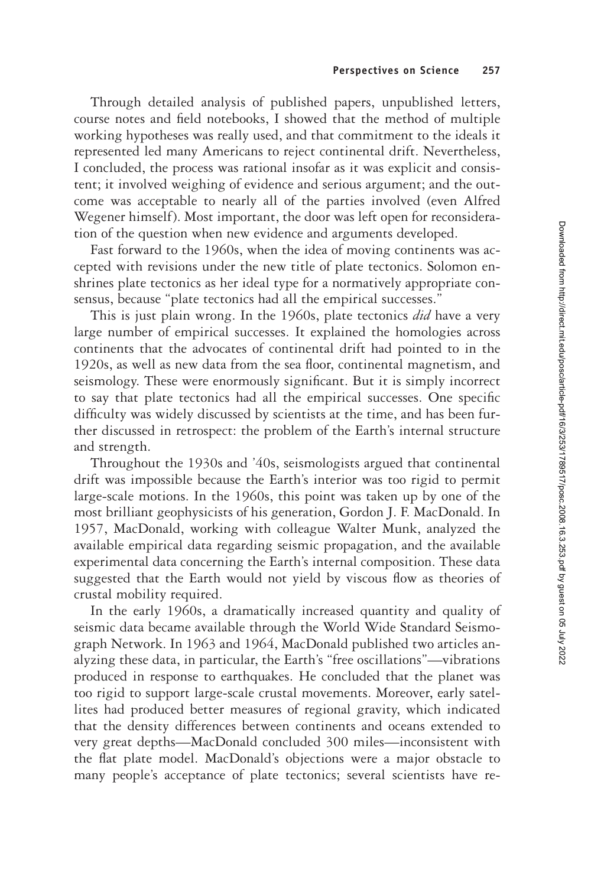Through detailed analysis of published papers, unpublished letters, course notes and field notebooks, I showed that the method of multiple working hypotheses was really used, and that commitment to the ideals it represented led many Americans to reject continental drift. Nevertheless, I concluded, the process was rational insofar as it was explicit and consistent; it involved weighing of evidence and serious argument; and the outcome was acceptable to nearly all of the parties involved (even Alfred Wegener himself). Most important, the door was left open for reconsideration of the question when new evidence and arguments developed.

Fast forward to the 1960s, when the idea of moving continents was accepted with revisions under the new title of plate tectonics. Solomon enshrines plate tectonics as her ideal type for a normatively appropriate consensus, because "plate tectonics had all the empirical successes."

This is just plain wrong. In the 1960s, plate tectonics *did* have a very large number of empirical successes. It explained the homologies across continents that the advocates of continental drift had pointed to in the 1920s, as well as new data from the sea floor, continental magnetism, and seismology. These were enormously significant. But it is simply incorrect to say that plate tectonics had all the empirical successes. One specific difficulty was widely discussed by scientists at the time, and has been further discussed in retrospect: the problem of the Earth's internal structure and strength.

Throughout the 1930s and '40s, seismologists argued that continental drift was impossible because the Earth's interior was too rigid to permit large-scale motions. In the 1960s, this point was taken up by one of the most brilliant geophysicists of his generation, Gordon J. F. MacDonald. In 1957, MacDonald, working with colleague Walter Munk, analyzed the available empirical data regarding seismic propagation, and the available experimental data concerning the Earth's internal composition. These data suggested that the Earth would not yield by viscous flow as theories of crustal mobility required.

In the early 1960s, a dramatically increased quantity and quality of seismic data became available through the World Wide Standard Seismograph Network. In 1963 and 1964, MacDonald published two articles analyzing these data, in particular, the Earth's "free oscillations"—vibrations produced in response to earthquakes. He concluded that the planet was too rigid to support large-scale crustal movements. Moreover, early satellites had produced better measures of regional gravity, which indicated that the density differences between continents and oceans extended to very great depths—MacDonald concluded 300 miles—inconsistent with the flat plate model. MacDonald's objections were a major obstacle to many people's acceptance of plate tectonics; several scientists have re-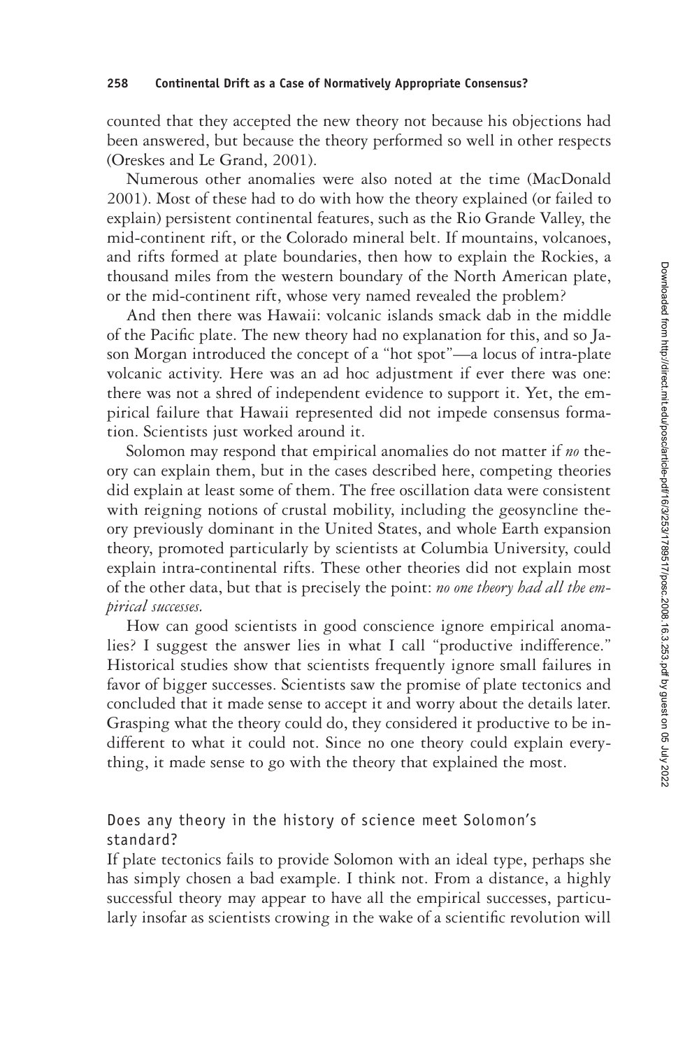counted that they accepted the new theory not because his objections had been answered, but because the theory performed so well in other respects (Oreskes and Le Grand, 2001).

Numerous other anomalies were also noted at the time (MacDonald 2001). Most of these had to do with how the theory explained (or failed to explain) persistent continental features, such as the Rio Grande Valley, the mid-continent rift, or the Colorado mineral belt. If mountains, volcanoes, and rifts formed at plate boundaries, then how to explain the Rockies, a thousand miles from the western boundary of the North American plate, or the mid-continent rift, whose very named revealed the problem?

And then there was Hawaii: volcanic islands smack dab in the middle of the Pacific plate. The new theory had no explanation for this, and so Jason Morgan introduced the concept of a "hot spot"—a locus of intra-plate volcanic activity. Here was an ad hoc adjustment if ever there was one: there was not a shred of independent evidence to support it. Yet, the empirical failure that Hawaii represented did not impede consensus formation. Scientists just worked around it.

Solomon may respond that empirical anomalies do not matter if *no* theory can explain them, but in the cases described here, competing theories did explain at least some of them. The free oscillation data were consistent with reigning notions of crustal mobility, including the geosyncline theory previously dominant in the United States, and whole Earth expansion theory, promoted particularly by scientists at Columbia University, could explain intra-continental rifts. These other theories did not explain most of the other data, but that is precisely the point: *no one theory had all the empirical successes.*

How can good scientists in good conscience ignore empirical anomalies? I suggest the answer lies in what I call "productive indifference." Historical studies show that scientists frequently ignore small failures in favor of bigger successes. Scientists saw the promise of plate tectonics and concluded that it made sense to accept it and worry about the details later. Grasping what the theory could do, they considered it productive to be indifferent to what it could not. Since no one theory could explain everything, it made sense to go with the theory that explained the most.

## Does any theory in the history of science meet Solomon's standard?

If plate tectonics fails to provide Solomon with an ideal type, perhaps she has simply chosen a bad example. I think not. From a distance, a highly successful theory may appear to have all the empirical successes, particularly insofar as scientists crowing in the wake of a scientific revolution will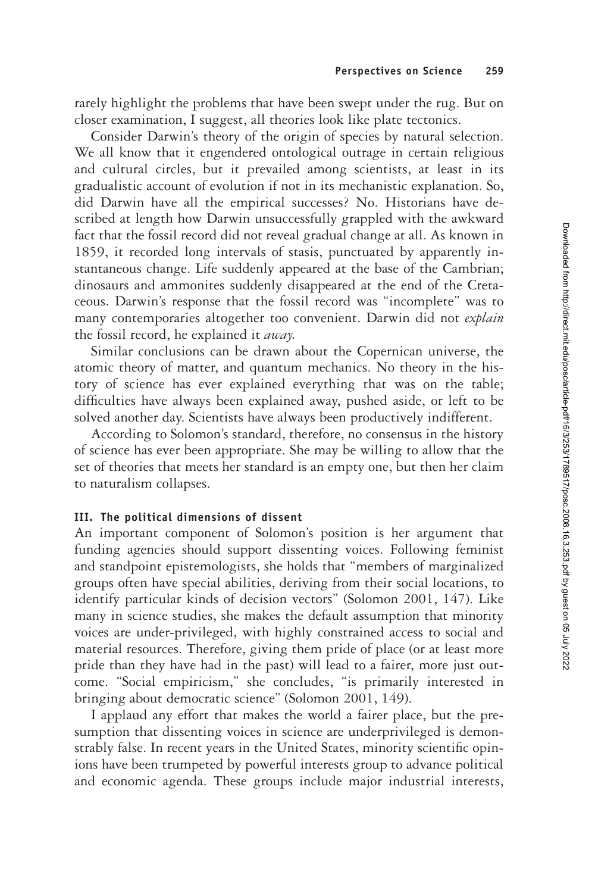rarely highlight the problems that have been swept under the rug. But on closer examination, I suggest, all theories look like plate tectonics.

Consider Darwin's theory of the origin of species by natural selection. We all know that it engendered ontological outrage in certain religious and cultural circles, but it prevailed among scientists, at least in its gradualistic account of evolution if not in its mechanistic explanation. So, did Darwin have all the empirical successes? No. Historians have described at length how Darwin unsuccessfully grappled with the awkward fact that the fossil record did not reveal gradual change at all. As known in 1859, it recorded long intervals of stasis, punctuated by apparently instantaneous change. Life suddenly appeared at the base of the Cambrian; dinosaurs and ammonites suddenly disappeared at the end of the Cretaceous. Darwin's response that the fossil record was "incomplete" was to many contemporaries altogether too convenient. Darwin did not *explain* the fossil record, he explained it *away.*

Similar conclusions can be drawn about the Copernican universe, the atomic theory of matter, and quantum mechanics. No theory in the history of science has ever explained everything that was on the table; difficulties have always been explained away, pushed aside, or left to be solved another day. Scientists have always been productively indifferent.

According to Solomon's standard, therefore, no consensus in the history of science has ever been appropriate. She may be willing to allow that the set of theories that meets her standard is an empty one, but then her claim to naturalism collapses.

### III. The political dimensions of dissent

An important component of Solomon's position is her argument that funding agencies should support dissenting voices. Following feminist and standpoint epistemologists, she holds that "members of marginalized groups often have special abilities, deriving from their social locations, to identify particular kinds of decision vectors" (Solomon 2001, 147). Like many in science studies, she makes the default assumption that minority voices are under-privileged, with highly constrained access to social and material resources. Therefore, giving them pride of place (or at least more pride than they have had in the past) will lead to a fairer, more just outcome. "Social empiricism," she concludes, "is primarily interested in bringing about democratic science" (Solomon 2001, 149).

I applaud any effort that makes the world a fairer place, but the presumption that dissenting voices in science are underprivileged is demonstrably false. In recent years in the United States, minority scientific opinions have been trumpeted by powerful interests group to advance political and economic agenda. These groups include major industrial interests,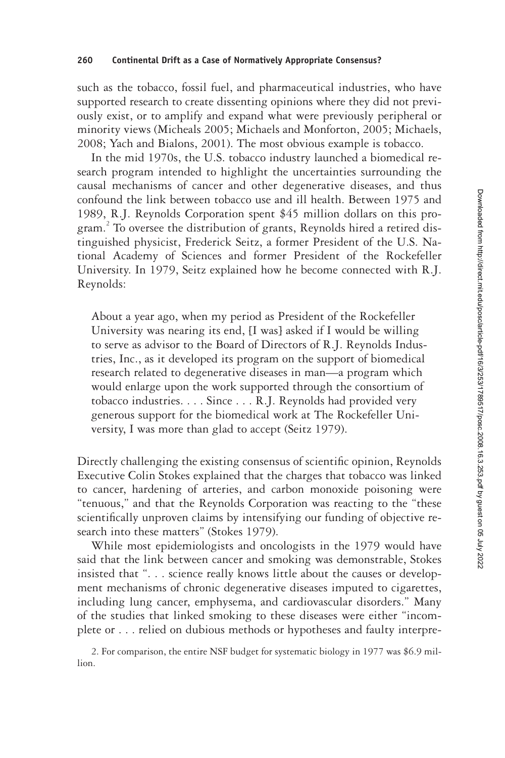such as the tobacco, fossil fuel, and pharmaceutical industries, who have supported research to create dissenting opinions where they did not previously exist, or to amplify and expand what were previously peripheral or minority views (Micheals 2005; Michaels and Monforton, 2005; Michaels, 2008; Yach and Bialons, 2001). The most obvious example is tobacco.

In the mid 1970s, the U.S. tobacco industry launched a biomedical research program intended to highlight the uncertainties surrounding the causal mechanisms of cancer and other degenerative diseases, and thus confound the link between tobacco use and ill health. Between 1975 and 1989, R.J. Reynolds Corporation spent $45 million dollars on this program.[2] To oversee the distribution of grants, Reynolds hired a retired distinguished physicist, Frederick Seitz, a former President of the U.S. National Academy of Sciences and former President of the Rockefeller University. In 1979, Seitz explained how he become connected with R.J. Reynolds:

> About a year ago, when my period as President of the Rockefeller University was nearing its end, [I was] asked if I would be willing to serve as advisor to the Board of Directors of R.J. Reynolds Industries, Inc., as it developed its program on the support of biomedical research related to degenerative diseases in man—a program which would enlarge upon the work supported through the consortium of tobacco industries. . . . Since . . . R.J. Reynolds had provided very generous support for the biomedical work at The Rockefeller University, I was more than glad to accept (Seitz 1979).

Directly challenging the existing consensus of scientific opinion, Reynolds Executive Colin Stokes explained that the charges that tobacco was linked to cancer, hardening of arteries, and carbon monoxide poisoning were "tenuous," and that the Reynolds Corporation was reacting to the "these scientifically unproven claims by intensifying our funding of objective research into these matters" (Stokes 1979).

While most epidemiologists and oncologists in the 1979 would have said that the link between cancer and smoking was demonstrable, Stokes insisted that ". . . science really knows little about the causes or development mechanisms of chronic degenerative diseases imputed to cigarettes, including lung cancer, emphysema, and cardiovascular disorders." Many of the studies that linked smoking to these diseases were either "incomplete or . . . relied on dubious methods or hypotheses and faulty interpre-

2. For comparison, the entire NSF budget for systematic biology in 1977 was $6.9 million.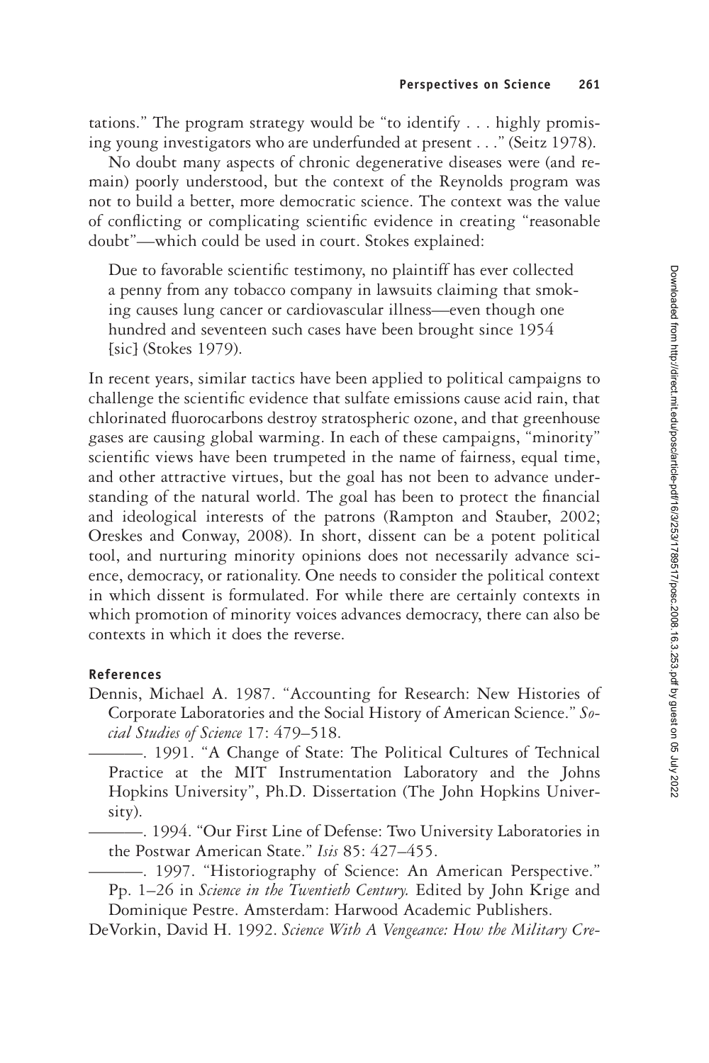tations." The program strategy would be "to identify . . . highly promising young investigators who are underfunded at present . . ." (Seitz 1978).

No doubt many aspects of chronic degenerative diseases were (and remain) poorly understood, but the context of the Reynolds program was not to build a better, more democratic science. The context was the value of conflicting or complicating scientific evidence in creating "reasonable doubt"—which could be used in court. Stokes explained:

> Due to favorable scientific testimony, no plaintiff has ever collected a penny from any tobacco company in lawsuits claiming that smoking causes lung cancer or cardiovascular illness—even though one hundred and seventeen such cases have been brought since 1954 [sic] (Stokes 1979).

In recent years, similar tactics have been applied to political campaigns to challenge the scientific evidence that sulfate emissions cause acid rain, that chlorinated fluorocarbons destroy stratospheric ozone, and that greenhouse gases are causing global warming. In each of these campaigns, "minority" scientific views have been trumpeted in the name of fairness, equal time, and other attractive virtues, but the goal has not been to advance understanding of the natural world. The goal has been to protect the financial and ideological interests of the patrons (Rampton and Stauber, 2002; Oreskes and Conway, 2008). In short, dissent can be a potent political tool, and nurturing minority opinions does not necessarily advance science, democracy, or rationality. One needs to consider the political context in which dissent is formulated. For while there are certainly contexts in which promotion of minority voices advances democracy, there can also be contexts in which it does the reverse.

## References

Dennis, Michael A. 1987. "Accounting for Research: New Histories of Corporate Laboratories and the Social History of American Science." *Social Studies of Science* 17: 479–518.

———. 1991. "A Change of State: The Political Cultures of Technical Practice at the MIT Instrumentation Laboratory and the Johns Hopkins University", Ph.D. Dissertation (The John Hopkins University).

———. 1994. "Our First Line of Defense: Two University Laboratories in the Postwar American State." *Isis* 85: 427–455.

———. 1997. "Historiography of Science: An American Perspective." Pp. 1–26 in *Science in the Twentieth Century.* Edited by John Krige and Dominique Pestre. Amsterdam: Harwood Academic Publishers.

DeVorkin, David H. 1992. *Science With A Vengeance: How the Military Cre-*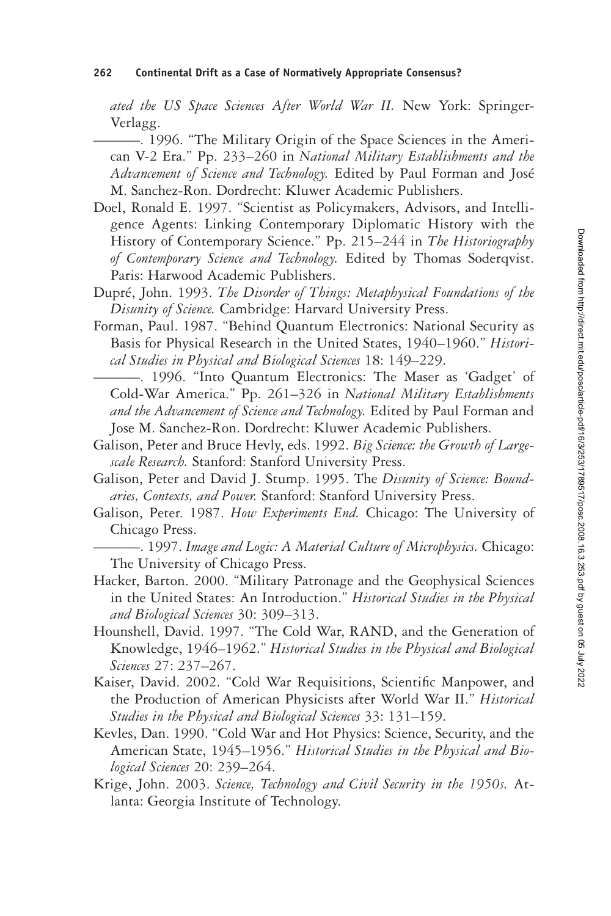*ated the US Space Sciences After World War II.* New York: Springer-Verlagg.

———. 1996. "The Military Origin of the Space Sciences in the American V-2 Era." Pp. 233–260 in *National Military Establishments and the Advancement of Science and Technology.* Edited by Paul Forman and José M. Sanchez-Ron. Dordrecht: Kluwer Academic Publishers.

Doel, Ronald E. 1997. "Scientist as Policymakers, Advisors, and Intelligence Agents: Linking Contemporary Diplomatic History with the History of Contemporary Science." Pp. 215–244 in *The Historiography of Contemporary Science and Technology.* Edited by Thomas Soderqvist. Paris: Harwood Academic Publishers.

Dupré, John. 1993. *The Disorder of Things: Metaphysical Foundations of the Disunity of Science.* Cambridge: Harvard University Press.

Forman, Paul. 1987. "Behind Quantum Electronics: National Security as Basis for Physical Research in the United States, 1940–1960." *Historical Studies in Physical and Biological Sciences* 18: 149–229.

———. 1996. "Into Quantum Electronics: The Maser as 'Gadget' of Cold-War America." Pp. 261–326 in *National Military Establishments and the Advancement of Science and Technology.* Edited by Paul Forman and Jose M. Sanchez-Ron. Dordrecht: Kluwer Academic Publishers.

Galison, Peter and Bruce Hevly, eds. 1992. *Big Science: the Growth of Large-scale Research.* Stanford: Stanford University Press.

Galison, Peter and David J. Stump. 1995. The *Disunity of Science: Boundaries, Contexts, and Power.* Stanford: Stanford University Press.

Galison, Peter. 1987. *How Experiments End.* Chicago: The University of Chicago Press.

———. 1997. *Image and Logic: A Material Culture of Microphysics.* Chicago: The University of Chicago Press.

Hacker, Barton. 2000. "Military Patronage and the Geophysical Sciences in the United States: An Introduction." *Historical Studies in the Physical and Biological Sciences* 30: 309–313.

Hounshell, David. 1997. "The Cold War, RAND, and the Generation of Knowledge, 1946–1962." *Historical Studies in the Physical and Biological Sciences* 27: 237–267.

Kaiser, David. 2002. "Cold War Requisitions, Scientific Manpower, and the Production of American Physicists after World War II." *Historical Studies in the Physical and Biological Sciences* 33: 131–159.

Kevles, Dan. 1990. "Cold War and Hot Physics: Science, Security, and the American State, 1945–1956." *Historical Studies in the Physical and Biological Sciences* 20: 239–264.

Krige, John. 2003. *Science, Technology and Civil Security in the 1950s.* Atlanta: Georgia Institute of Technology.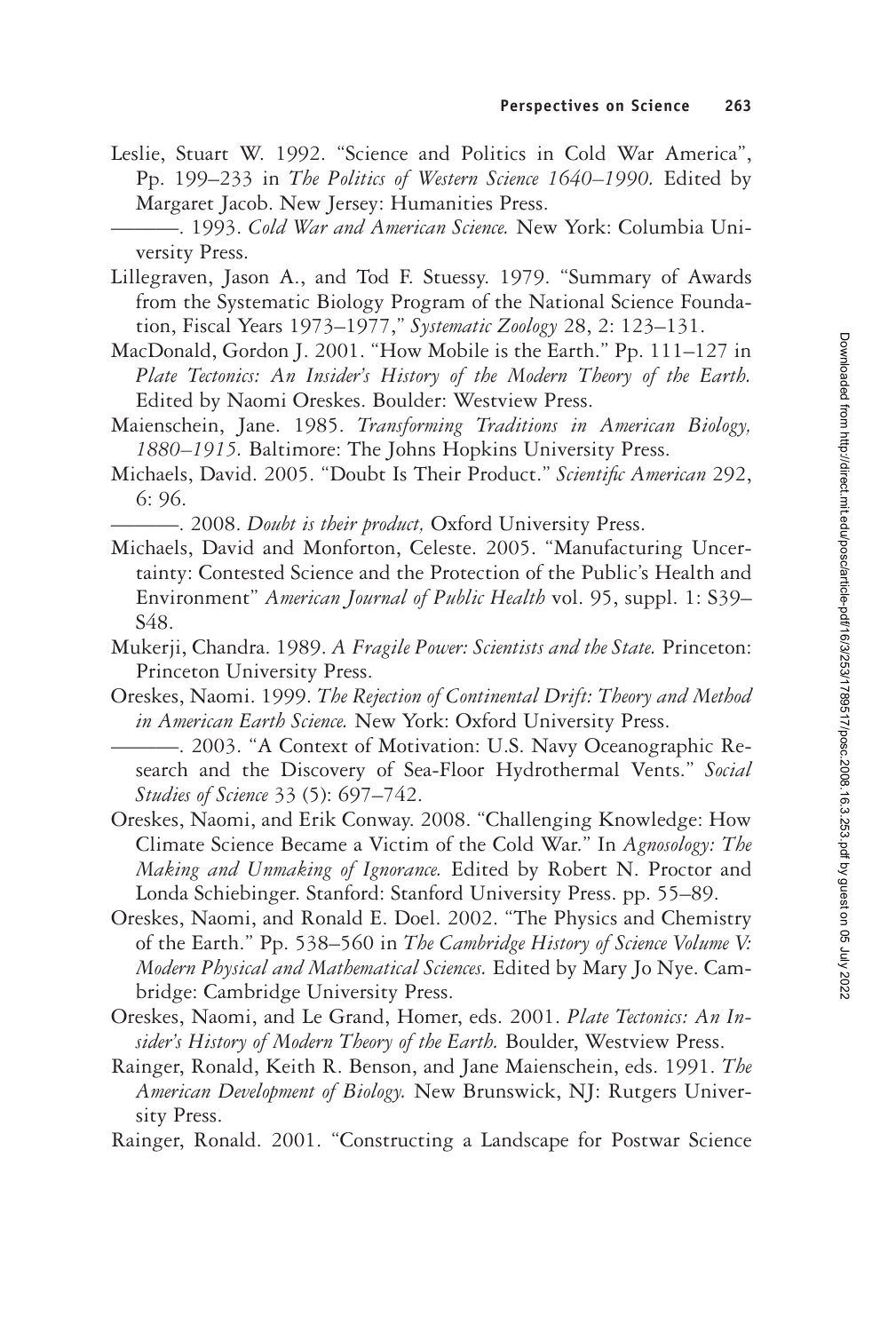Leslie, Stuart W. 1992. "Science and Politics in Cold War America", Pp. 199–233 in *The Politics of Western Science 1640–1990.* Edited by Margaret Jacob. New Jersey: Humanities Press.

———. 1993. *Cold War and American Science.* New York: Columbia University Press.

Lillegraven, Jason A., and Tod F. Stuessy. 1979. "Summary of Awards from the Systematic Biology Program of the National Science Foundation, Fiscal Years 1973–1977," *Systematic Zoology* 28, 2: 123–131.

MacDonald, Gordon J. 2001. "How Mobile is the Earth." Pp. 111–127 in *Plate Tectonics: An Insider's History of the Modern Theory of the Earth.* Edited by Naomi Oreskes. Boulder: Westview Press.

Maienschein, Jane. 1985. *Transforming Traditions in American Biology, 1880–1915.* Baltimore: The Johns Hopkins University Press.

Michaels, David. 2005. "Doubt Is Their Product." *Scientific American* 292, 6: 96.

———. 2008. *Doubt is their product,* Oxford University Press.

Michaels, David and Monforton, Celeste. 2005. "Manufacturing Uncertainty: Contested Science and the Protection of the Public's Health and Environment" *American Journal of Public Health* vol. 95, suppl. 1: S39–S48.

Mukerji, Chandra. 1989. *A Fragile Power: Scientists and the State.* Princeton: Princeton University Press.

Oreskes, Naomi. 1999. *The Rejection of Continental Drift: Theory and Method in American Earth Science.* New York: Oxford University Press.

———. 2003. "A Context of Motivation: U.S. Navy Oceanographic Research and the Discovery of Sea-Floor Hydrothermal Vents." *Social Studies of Science* 33 (5): 697–742.

Oreskes, Naomi, and Erik Conway. 2008. "Challenging Knowledge: How Climate Science Became a Victim of the Cold War." In *Agnosology: The Making and Unmaking of Ignorance.* Edited by Robert N. Proctor and Londa Schiebinger. Stanford: Stanford University Press. pp. 55–89.

Oreskes, Naomi, and Ronald E. Doel. 2002. "The Physics and Chemistry of the Earth." Pp. 538–560 in *The Cambridge History of Science Volume V: Modern Physical and Mathematical Sciences.* Edited by Mary Jo Nye. Cambridge: Cambridge University Press.

Oreskes, Naomi, and Le Grand, Homer, eds. 2001. *Plate Tectonics: An Insider's History of Modern Theory of the Earth.* Boulder, Westview Press.

Rainger, Ronald, Keith R. Benson, and Jane Maienschein, eds. 1991. *The American Development of Biology.* New Brunswick, NJ: Rutgers University Press.

Rainger, Ronald. 2001. "Constructing a Landscape for Postwar Science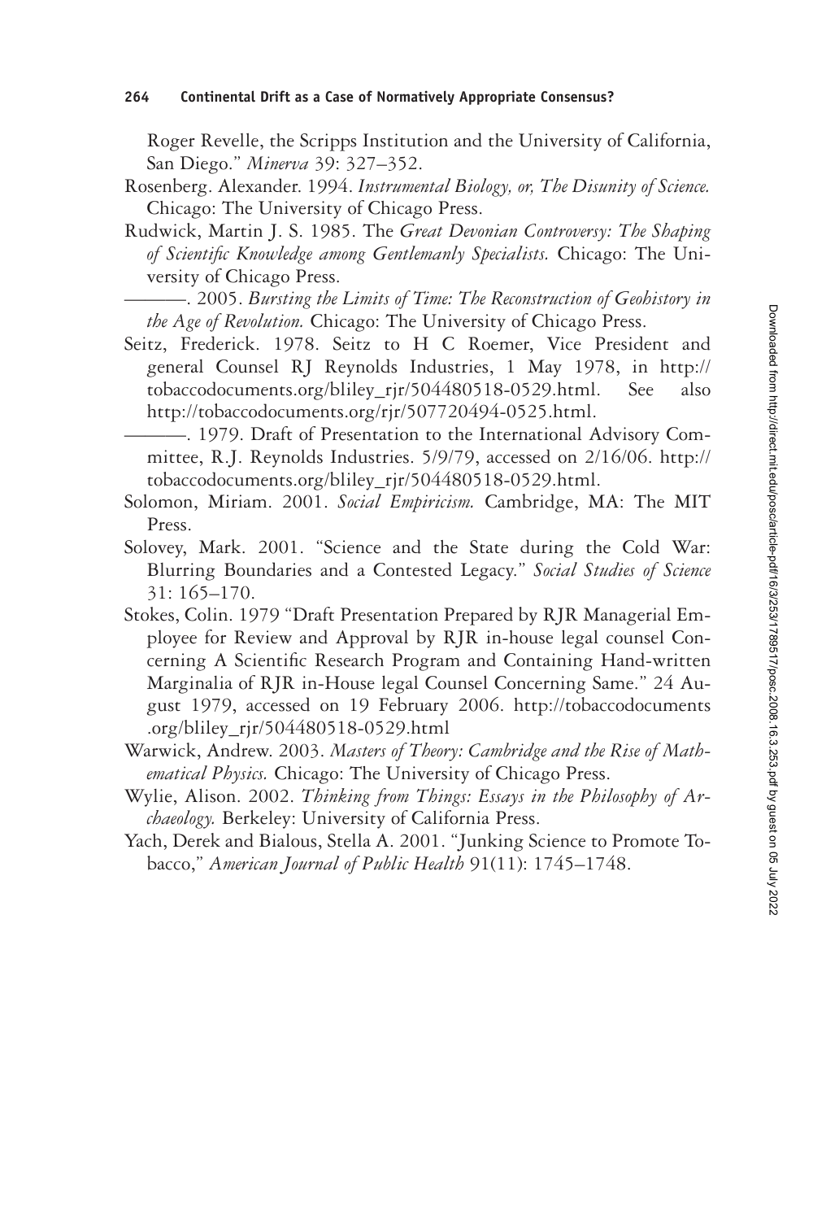Roger Revelle, the Scripps Institution and the University of California, San Diego." *Minerva* 39: 327–352.

Rosenberg. Alexander. 1994. *Instrumental Biology, or, The Disunity of Science.* Chicago: The University of Chicago Press.

Rudwick, Martin J. S. 1985. The *Great Devonian Controversy: The Shaping of Scientific Knowledge among Gentlemanly Specialists.* Chicago: The University of Chicago Press.

———. 2005. *Bursting the Limits of Time: The Reconstruction of Geohistory in the Age of Revolution.* Chicago: The University of Chicago Press.

Seitz, Frederick. 1978. Seitz to H C Roemer, Vice President and general Counsel RJ Reynolds Industries, 1 May 1978, in http://tobaccodocuments.org/bliley_rjr/504480518-0529.html. See also http://tobaccodocuments.org/rjr/507720494-0525.html.

———. 1979. Draft of Presentation to the International Advisory Committee, R.J. Reynolds Industries. 5/9/79, accessed on 2/16/06. http://tobaccodocuments.org/bliley_rjr/504480518-0529.html.

Solomon, Miriam. 2001. *Social Empiricism.* Cambridge, MA: The MIT Press.

Solovey, Mark. 2001. "Science and the State during the Cold War: Blurring Boundaries and a Contested Legacy." *Social Studies of Science* 31: 165–170.

Stokes, Colin. 1979 "Draft Presentation Prepared by RJR Managerial Employee for Review and Approval by RJR in-house legal counsel Concerning A Scientific Research Program and Containing Hand-written Marginalia of RJR in-House legal Counsel Concerning Same." 24 August 1979, accessed on 19 February 2006. http://tobaccodocuments.org/bliley_rjr/504480518-0529.html

Warwick, Andrew. 2003. *Masters of Theory: Cambridge and the Rise of Mathematical Physics.* Chicago: The University of Chicago Press.

Wylie, Alison. 2002. *Thinking from Things: Essays in the Philosophy of Archaeology.* Berkeley: University of California Press.

Yach, Derek and Bialous, Stella A. 2001. "Junking Science to Promote Tobacco," *American Journal of Public Health* 91(11): 1745–1748.